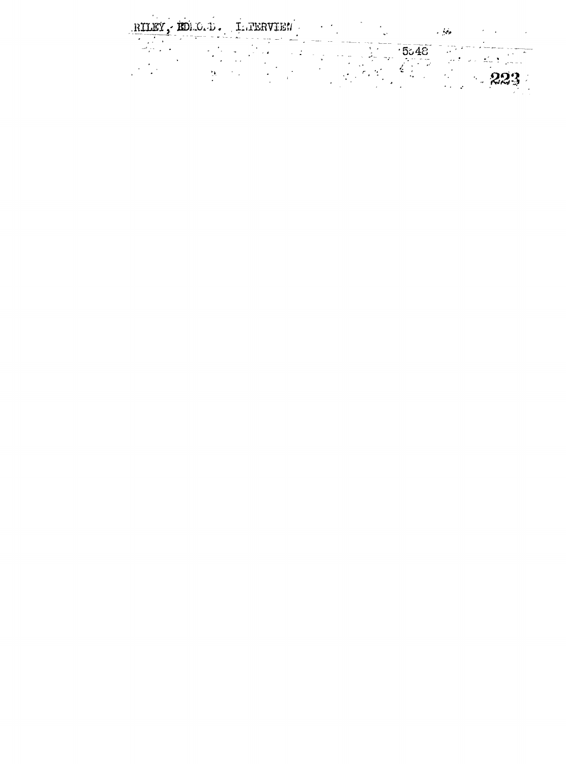RILEY, EDMOND. INTERVIEW

5548

4

223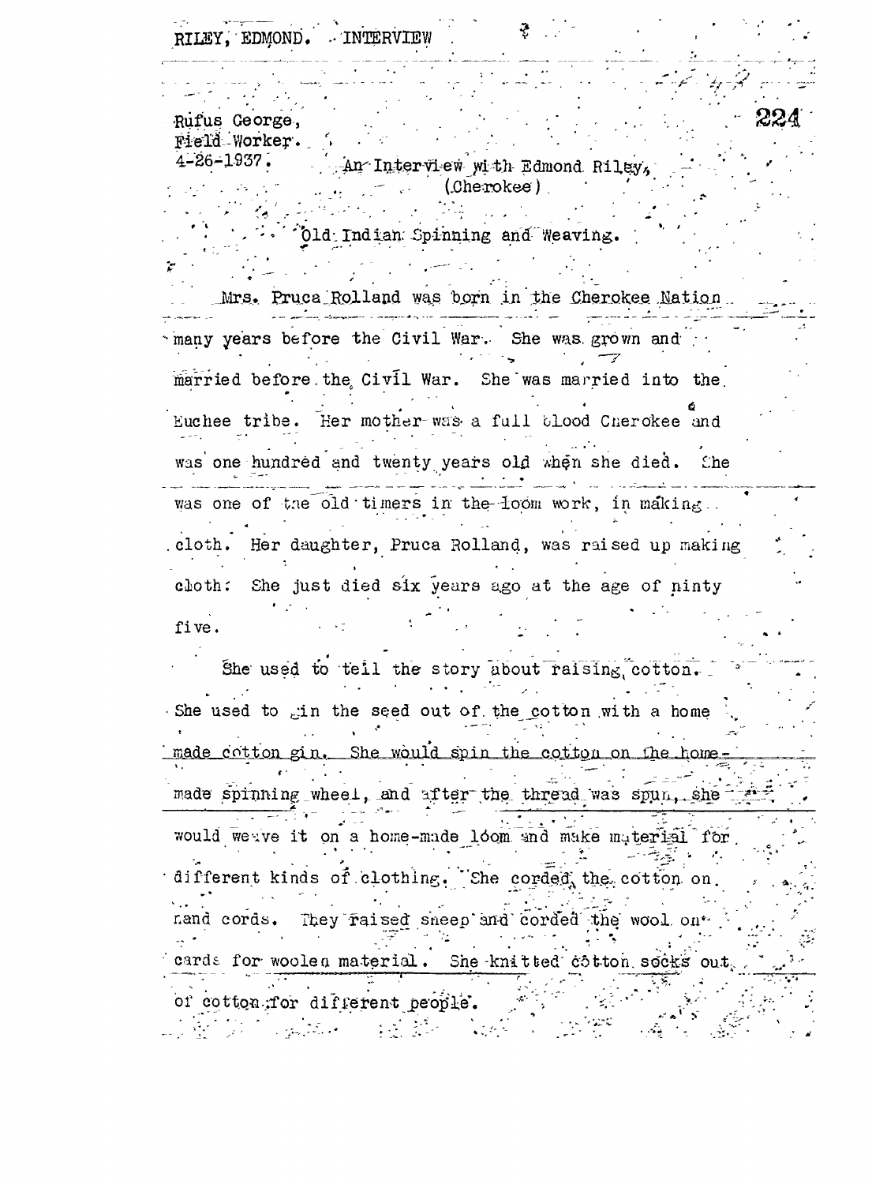RILEY, EDMOND. INTERVIEW

Rufus George,
Field Worker.
4-26-1937.

An Interview with Edmond Riley,
(Cherokee)

Old Indian Spinning and Weaving.

Mrs. Pruca Rolland was born in the Cherokee Nation many years before the Civil War. She was grown and married before the Civil War. She was married into the Euchee tribe. Her mother was a full blood Cherokee and was one hundred and twenty years old when she died. She was one of the old timers in the loom work, in making cloth. Her daughter, Pruca Rolland, was raised up making cloth. She just died six years ago at the age of ninty five.

She used to tell the story about raising cotton. She used to gin the seed out of the cotton with a home made cotton gin. She would spin the cotton on the home-made spinning wheel, and after the thread was spun, she would weave it on a home-made loom and make material for different kinds of clothing. She corded the cotton on hand cords. They raised sheep and corded the wool on cards for woolen material. She knitted cotton socks out of cotton for different people.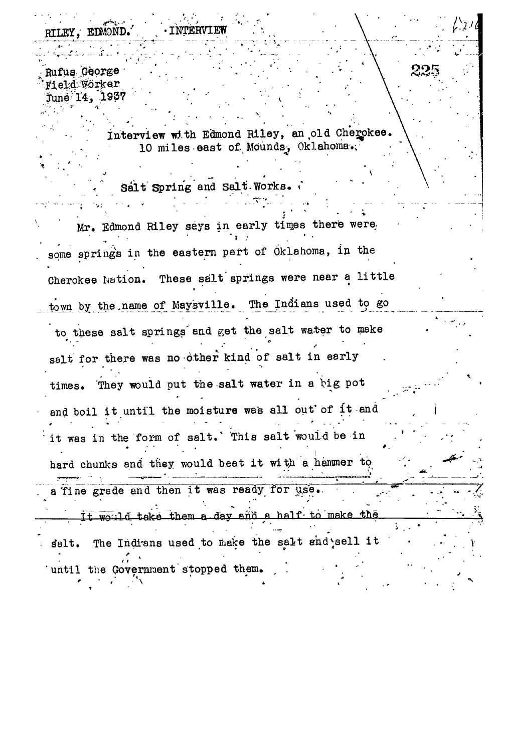RILEY, EDMOND. INTERVIEW

Rufus George
Field Worker
June 14, 1937

Interview with Edmond Riley, an old Cherokee.
10 miles east of Mounds, Oklahoma.

Salt Spring and Salt Works.

Mr. Edmond Riley says in early times there were some springs in the eastern part of Oklahoma, in the Cherokee Nation. These salt springs were near a little town by the name of Maysville. The Indians used to go to these salt springs and get the salt water to make salt for there was no other kind of salt in early times. They would put the salt water in a big pot and boil it until the moisture was all out of it and it was in the form of salt. This salt would be in hard chunks and they would beat it with a hammer to a fine grade and then it was ready for use.

~~It would take them a day and a half to make the~~ salt. The Indians used to make the salt and sell it until the Government stopped them.